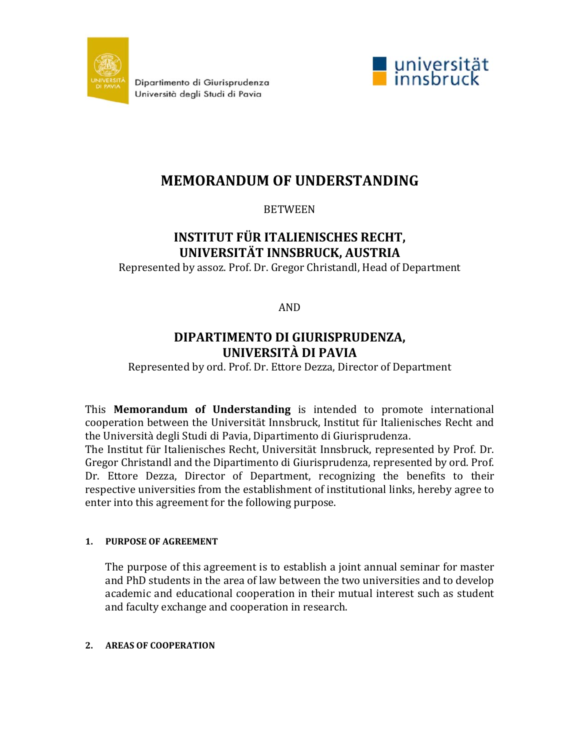Dipartimento di Giurisprudenza
Università degli Studi di Pavia

# MEMORANDUM OF UNDERSTANDING

BETWEEN

## INSTITUT FÜR ITALIENISCHES RECHT, UNIVERSITÄT INNSBRUCK, AUSTRIA

Represented by assoz. Prof. Dr. Gregor Christandl, Head of Department

AND

## DIPARTIMENTO DI GIURISPRUDENZA, UNIVERSITÀ DI PAVIA

Represented by ord. Prof. Dr. Ettore Dezza, Director of Department

This **Memorandum of Understanding** is intended to promote international cooperation between the Universität Innsbruck, Institut für Italienisches Recht and the Università degli Studi di Pavia, Dipartimento di Giurisprudenza.
The Institut für Italienisches Recht, Universität Innsbruck, represented by Prof. Dr. Gregor Christandl and the Dipartimento di Giurisprudenza, represented by ord. Prof. Dr. Ettore Dezza, Director of Department, recognizing the benefits to their respective universities from the establishment of institutional links, hereby agree to enter into this agreement for the following purpose.

### 1. PURPOSE OF AGREEMENT

The purpose of this agreement is to establish a joint annual seminar for master and PhD students in the area of law between the two universities and to develop academic and educational cooperation in their mutual interest such as student and faculty exchange and cooperation in research.

### 2. AREAS OF COOPERATION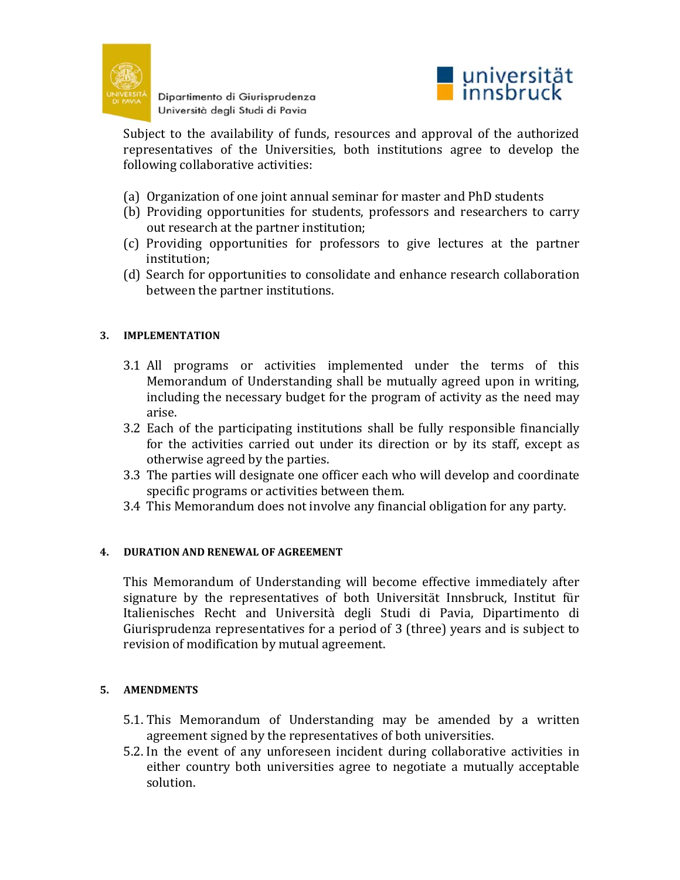Subject to the availability of funds, resources and approval of the authorized representatives of the Universities, both institutions agree to develop the following collaborative activities:

(a) Organization of one joint annual seminar for master and PhD students
(b) Providing opportunities for students, professors and researchers to carry out research at the partner institution;
(c) Providing opportunities for professors to give lectures at the partner institution;
(d) Search for opportunities to consolidate and enhance research collaboration between the partner institutions.

## 3. IMPLEMENTATION

3.1 All programs or activities implemented under the terms of this Memorandum of Understanding shall be mutually agreed upon in writing, including the necessary budget for the program of activity as the need may arise.
3.2 Each of the participating institutions shall be fully responsible financially for the activities carried out under its direction or by its staff, except as otherwise agreed by the parties.
3.3 The parties will designate one officer each who will develop and coordinate specific programs or activities between them.
3.4 This Memorandum does not involve any financial obligation for any party.

## 4. DURATION AND RENEWAL OF AGREEMENT

This Memorandum of Understanding will become effective immediately after signature by the representatives of both Universität Innsbruck, Institut für Italienisches Recht and Università degli Studi di Pavia, Dipartimento di Giurisprudenza representatives for a period of 3 (three) years and is subject to revision of modification by mutual agreement.

## 5. AMENDMENTS

5.1. This Memorandum of Understanding may be amended by a written agreement signed by the representatives of both universities.
5.2. In the event of any unforeseen incident during collaborative activities in either country both universities agree to negotiate a mutually acceptable solution.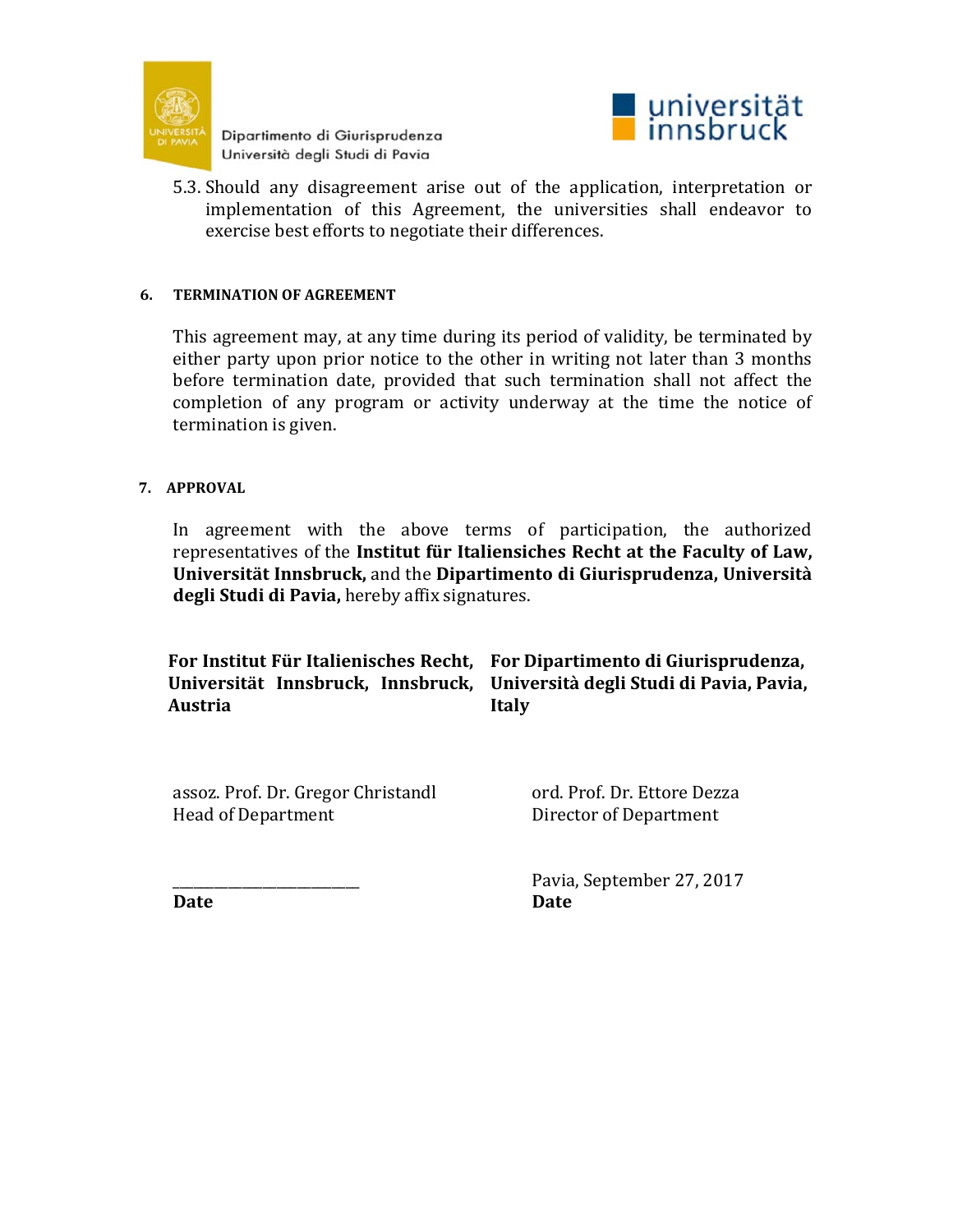5.3. Should any disagreement arise out of the application, interpretation or implementation of this Agreement, the universities shall endeavor to exercise best efforts to negotiate their differences.

## 6. TERMINATION OF AGREEMENT

This agreement may, at any time during its period of validity, be terminated by either party upon prior notice to the other in writing not later than 3 months before termination date, provided that such termination shall not affect the completion of any program or activity underway at the time the notice of termination is given.

## 7. APPROVAL

In agreement with the above terms of participation, the authorized representatives of the **Institut für Italiensiches Recht at the Faculty of Law, Universität Innsbruck,** and the **Dipartimento di Giurisprudenza, Università degli Studi di Pavia,** hereby affix signatures.

| **For Institut Für Italienisches Recht, Universität Innsbruck, Innsbruck, Austria** | **For Dipartimento di Giurisprudenza, Università degli Studi di Pavia, Pavia, Italy** |
| --- | --- |
| assoz. Prof. Dr. Gregor Christandl<br>Head of Department | ord. Prof. Dr. Ettore Dezza<br>Director of Department |
| ________________________<br>**Date** | Pavia, September 27, 2017<br>**Date** |